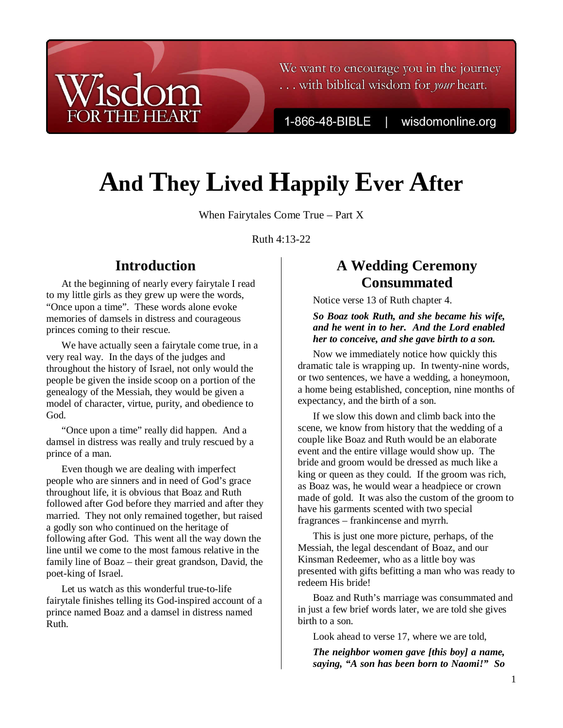# And They Lived Happily Ever After

When Fairytales Come True – Part X

Ruth 4:13-22

## Introduction

At the beginning of nearly every fairytale I read to my little girls as they grew up were the words, "Once upon a time". These words alone evoke memories of damsels in distress and courageous princes coming to their rescue.

We have actually seen a fairytale come true, in a very real way. In the days of the judges and throughout the history of Israel, not only would the people be given the inside scoop on a portion of the genealogy of the Messiah, they would be given a model of character, virtue, purity, and obedience to God.

"Once upon a time" really did happen. And a damsel in distress was really and truly rescued by a prince of a man.

Even though we are dealing with imperfect people who are sinners and in need of God's grace throughout life, it is obvious that Boaz and Ruth followed after God before they married and after they married. They not only remained together, but raised a godly son who continued on the heritage of following after God. This went all the way down the line until we come to the most famous relative in the family line of Boaz – their great grandson, David, the poet-king of Israel.

Let us watch as this wonderful true-to-life fairytale finishes telling its God-inspired account of a prince named Boaz and a damsel in distress named Ruth.

## A Wedding Ceremony Consummated

Notice verse 13 of Ruth chapter 4.

***So Boaz took Ruth, and she became his wife, and he went in to her. And the Lord enabled her to conceive, and she gave birth to a son.***

Now we immediately notice how quickly this dramatic tale is wrapping up. In twenty-nine words, or two sentences, we have a wedding, a honeymoon, a home being established, conception, nine months of expectancy, and the birth of a son.

If we slow this down and climb back into the scene, we know from history that the wedding of a couple like Boaz and Ruth would be an elaborate event and the entire village would show up. The bride and groom would be dressed as much like a king or queen as they could. If the groom was rich, as Boaz was, he would wear a headpiece or crown made of gold. It was also the custom of the groom to have his garments scented with two special fragrances – frankincense and myrrh.

This is just one more picture, perhaps, of the Messiah, the legal descendant of Boaz, and our Kinsman Redeemer, who as a little boy was presented with gifts befitting a man who was ready to redeem His bride!

Boaz and Ruth's marriage was consummated and in just a few brief words later, we are told she gives birth to a son.

Look ahead to verse 17, where we are told,

***The neighbor women gave [this boy] a name, saying, "A son has been born to Naomi!" So***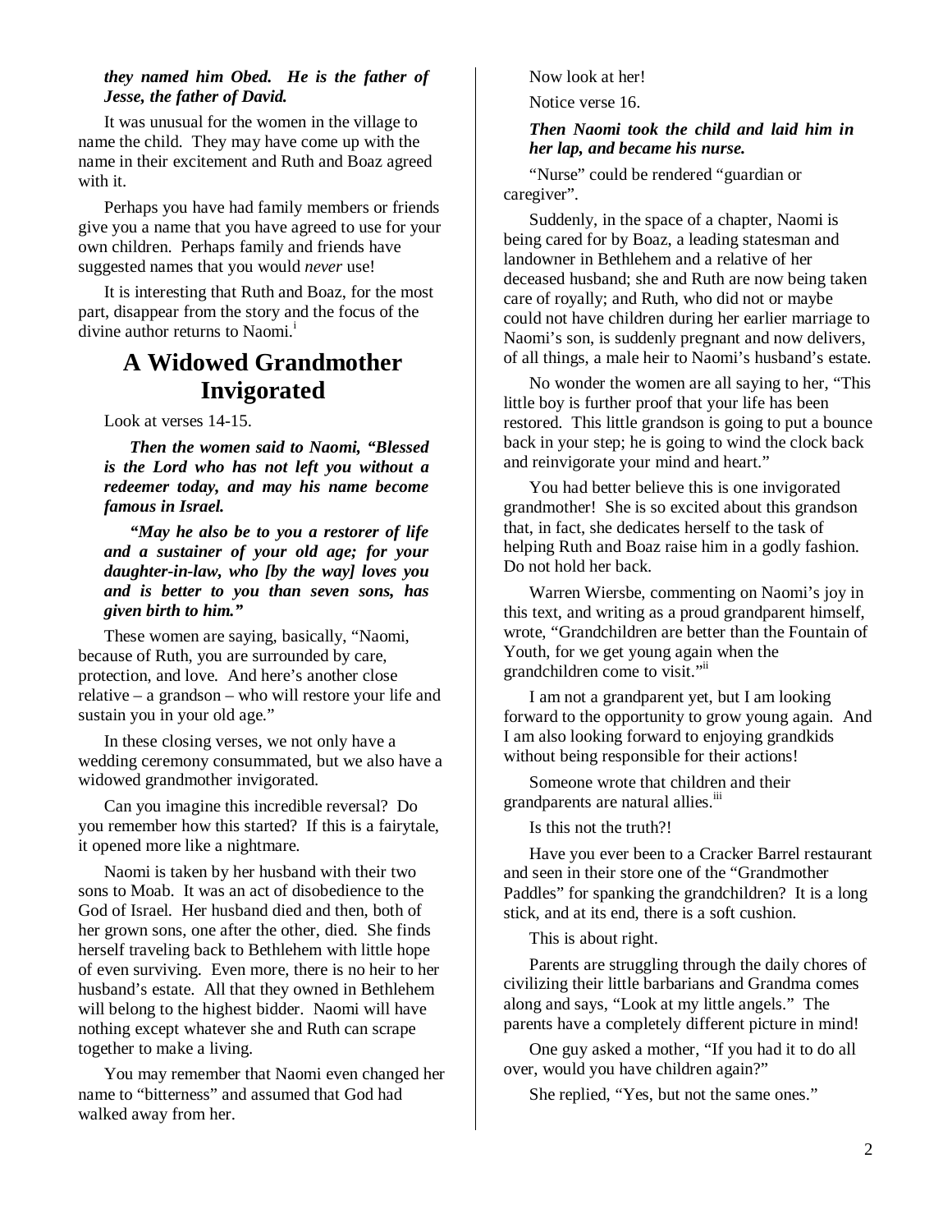***they named him Obed. He is the father of Jesse, the father of David.***

It was unusual for the women in the village to name the child. They may have come up with the name in their excitement and Ruth and Boaz agreed with it.

Perhaps you have had family members or friends give you a name that you have agreed to use for your own children. Perhaps family and friends have suggested names that you would *never* use!

It is interesting that Ruth and Boaz, for the most part, disappear from the story and the focus of the divine author returns to Naomi.[i]

## A Widowed Grandmother Invigorated

Look at verses 14-15.

***Then the women said to Naomi, "Blessed is the Lord who has not left you without a redeemer today, and may his name become famous in Israel.***

***"May he also be to you a restorer of life and a sustainer of your old age; for your daughter-in-law, who [by the way] loves you and is better to you than seven sons, has given birth to him."***

These women are saying, basically, "Naomi, because of Ruth, you are surrounded by care, protection, and love. And here's another close relative – a grandson – who will restore your life and sustain you in your old age."

In these closing verses, we not only have a wedding ceremony consummated, but we also have a widowed grandmother invigorated.

Can you imagine this incredible reversal? Do you remember how this started? If this is a fairytale, it opened more like a nightmare.

Naomi is taken by her husband with their two sons to Moab. It was an act of disobedience to the God of Israel. Her husband died and then, both of her grown sons, one after the other, died. She finds herself traveling back to Bethlehem with little hope of even surviving. Even more, there is no heir to her husband's estate. All that they owned in Bethlehem will belong to the highest bidder. Naomi will have nothing except whatever she and Ruth can scrape together to make a living.

You may remember that Naomi even changed her name to "bitterness" and assumed that God had walked away from her.

Now look at her!

Notice verse 16.

***Then Naomi took the child and laid him in her lap, and became his nurse.***

"Nurse" could be rendered "guardian or caregiver".

Suddenly, in the space of a chapter, Naomi is being cared for by Boaz, a leading statesman and landowner in Bethlehem and a relative of her deceased husband; she and Ruth are now being taken care of royally; and Ruth, who did not or maybe could not have children during her earlier marriage to Naomi's son, is suddenly pregnant and now delivers, of all things, a male heir to Naomi's husband's estate.

No wonder the women are all saying to her, "This little boy is further proof that your life has been restored. This little grandson is going to put a bounce back in your step; he is going to wind the clock back and reinvigorate your mind and heart."

You had better believe this is one invigorated grandmother! She is so excited about this grandson that, in fact, she dedicates herself to the task of helping Ruth and Boaz raise him in a godly fashion. Do not hold her back.

Warren Wiersbe, commenting on Naomi's joy in this text, and writing as a proud grandparent himself, wrote, "Grandchildren are better than the Fountain of Youth, for we get young again when the grandchildren come to visit."[ii]

I am not a grandparent yet, but I am looking forward to the opportunity to grow young again. And I am also looking forward to enjoying grandkids without being responsible for their actions!

Someone wrote that children and their grandparents are natural allies.[iii]

Is this not the truth?!

Have you ever been to a Cracker Barrel restaurant and seen in their store one of the "Grandmother Paddles" for spanking the grandchildren? It is a long stick, and at its end, there is a soft cushion.

This is about right.

Parents are struggling through the daily chores of civilizing their little barbarians and Grandma comes along and says, "Look at my little angels." The parents have a completely different picture in mind!

One guy asked a mother, "If you had it to do all over, would you have children again?"

She replied, "Yes, but not the same ones."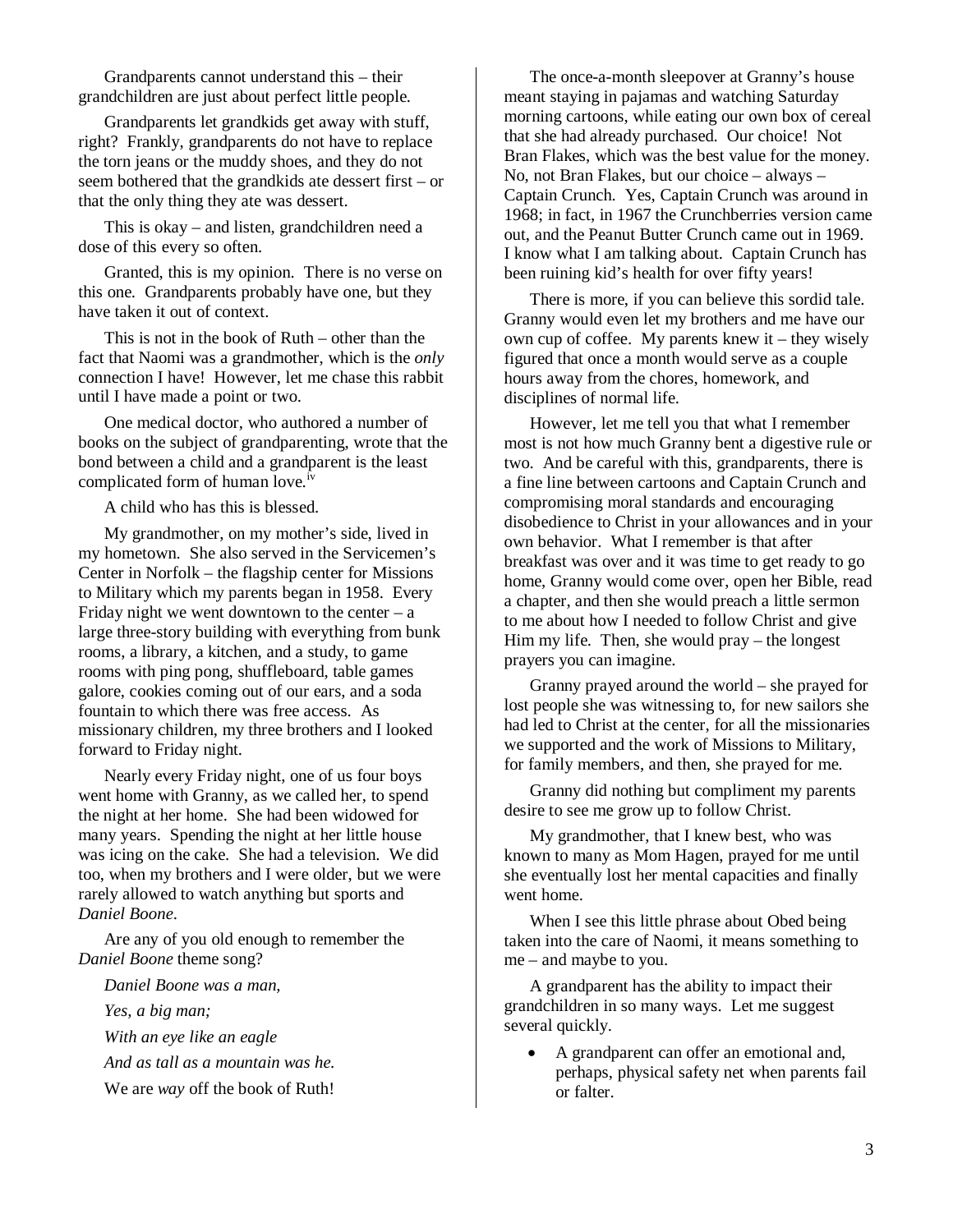Grandparents cannot understand this – their grandchildren are just about perfect little people.

Grandparents let grandkids get away with stuff, right? Frankly, grandparents do not have to replace the torn jeans or the muddy shoes, and they do not seem bothered that the grandkids ate dessert first – or that the only thing they ate was dessert.

This is okay – and listen, grandchildren need a dose of this every so often.

Granted, this is my opinion. There is no verse on this one. Grandparents probably have one, but they have taken it out of context.

This is not in the book of Ruth – other than the fact that Naomi was a grandmother, which is the *only* connection I have! However, let me chase this rabbit until I have made a point or two.

One medical doctor, who authored a number of books on the subject of grandparenting, wrote that the bond between a child and a grandparent is the least complicated form of human love.[iv]

A child who has this is blessed.

My grandmother, on my mother's side, lived in my hometown. She also served in the Servicemen's Center in Norfolk – the flagship center for Missions to Military which my parents began in 1958. Every Friday night we went downtown to the center – a large three-story building with everything from bunk rooms, a library, a kitchen, and a study, to game rooms with ping pong, shuffleboard, table games galore, cookies coming out of our ears, and a soda fountain to which there was free access. As missionary children, my three brothers and I looked forward to Friday night.

Nearly every Friday night, one of us four boys went home with Granny, as we called her, to spend the night at her home. She had been widowed for many years. Spending the night at her little house was icing on the cake. She had a television. We did too, when my brothers and I were older, but we were rarely allowed to watch anything but sports and *Daniel Boone*.

Are any of you old enough to remember the *Daniel Boone* theme song?

*Daniel Boone was a man,*

*Yes, a big man;*

*With an eye like an eagle*

*And as tall as a mountain was he.*

We are *way* off the book of Ruth!

The once-a-month sleepover at Granny's house meant staying in pajamas and watching Saturday morning cartoons, while eating our own box of cereal that she had already purchased. Our choice! Not Bran Flakes, which was the best value for the money. No, not Bran Flakes, but our choice – always – Captain Crunch. Yes, Captain Crunch was around in 1968; in fact, in 1967 the Crunchberries version came out, and the Peanut Butter Crunch came out in 1969. I know what I am talking about. Captain Crunch has been ruining kid's health for over fifty years!

There is more, if you can believe this sordid tale. Granny would even let my brothers and me have our own cup of coffee. My parents knew it – they wisely figured that once a month would serve as a couple hours away from the chores, homework, and disciplines of normal life.

However, let me tell you that what I remember most is not how much Granny bent a digestive rule or two. And be careful with this, grandparents, there is a fine line between cartoons and Captain Crunch and compromising moral standards and encouraging disobedience to Christ in your allowances and in your own behavior. What I remember is that after breakfast was over and it was time to get ready to go home, Granny would come over, open her Bible, read a chapter, and then she would preach a little sermon to me about how I needed to follow Christ and give Him my life. Then, she would pray – the longest prayers you can imagine.

Granny prayed around the world – she prayed for lost people she was witnessing to, for new sailors she had led to Christ at the center, for all the missionaries we supported and the work of Missions to Military, for family members, and then, she prayed for me.

Granny did nothing but compliment my parents desire to see me grow up to follow Christ.

My grandmother, that I knew best, who was known to many as Mom Hagen, prayed for me until she eventually lost her mental capacities and finally went home.

When I see this little phrase about Obed being taken into the care of Naomi, it means something to me – and maybe to you.

A grandparent has the ability to impact their grandchildren in so many ways. Let me suggest several quickly.

- A grandparent can offer an emotional and, perhaps, physical safety net when parents fail or falter.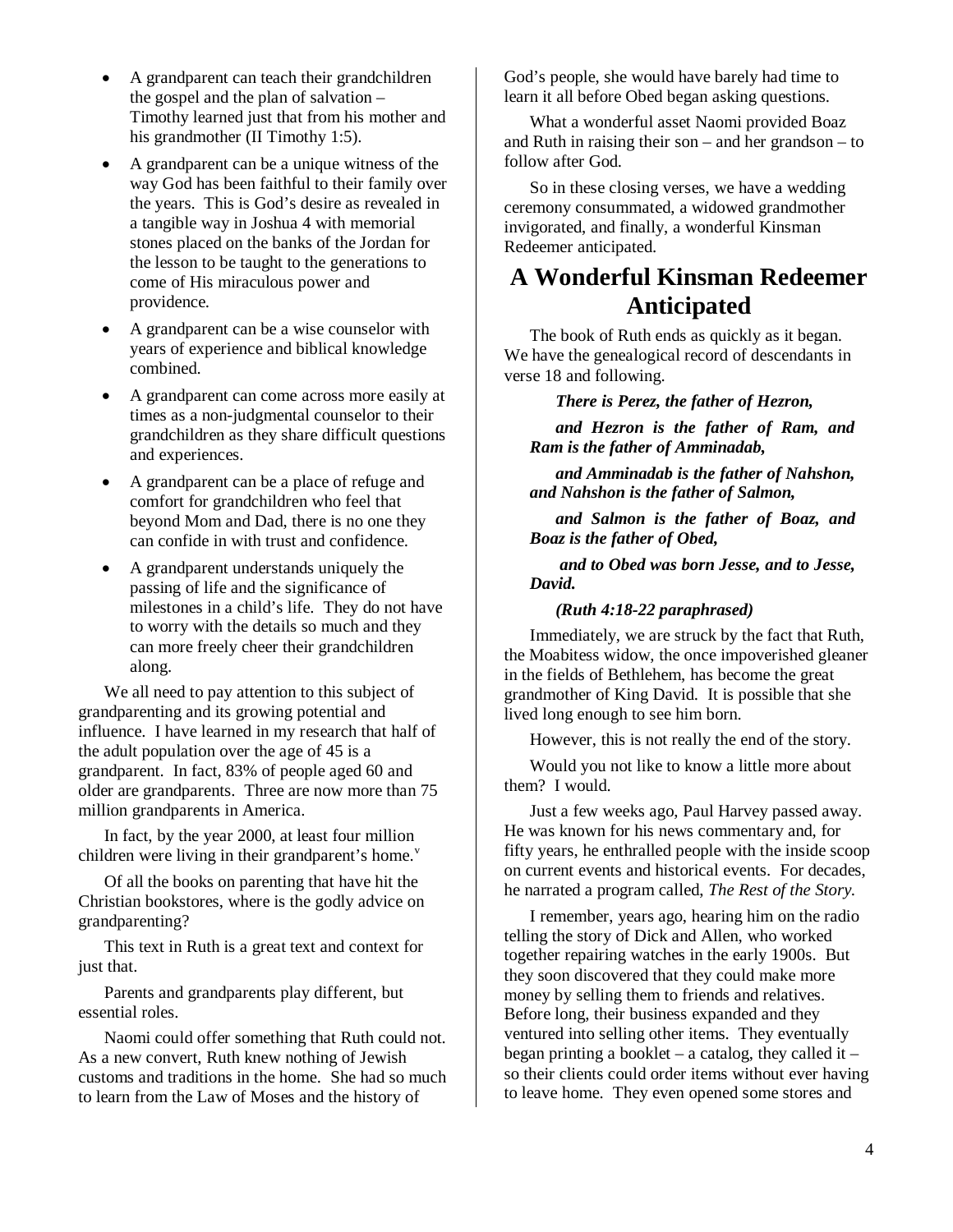- A grandparent can teach their grandchildren the gospel and the plan of salvation – Timothy learned just that from his mother and his grandmother (II Timothy 1:5).
- A grandparent can be a unique witness of the way God has been faithful to their family over the years. This is God's desire as revealed in a tangible way in Joshua 4 with memorial stones placed on the banks of the Jordan for the lesson to be taught to the generations to come of His miraculous power and providence.
- A grandparent can be a wise counselor with years of experience and biblical knowledge combined.
- A grandparent can come across more easily at times as a non-judgmental counselor to their grandchildren as they share difficult questions and experiences.
- A grandparent can be a place of refuge and comfort for grandchildren who feel that beyond Mom and Dad, there is no one they can confide in with trust and confidence.
- A grandparent understands uniquely the passing of life and the significance of milestones in a child's life. They do not have to worry with the details so much and they can more freely cheer their grandchildren along.

We all need to pay attention to this subject of grandparenting and its growing potential and influence. I have learned in my research that half of the adult population over the age of 45 is a grandparent. In fact, 83% of people aged 60 and older are grandparents. Three are now more than 75 million grandparents in America.

In fact, by the year 2000, at least four million children were living in their grandparent's home.[v]

Of all the books on parenting that have hit the Christian bookstores, where is the godly advice on grandparenting?

This text in Ruth is a great text and context for just that.

Parents and grandparents play different, but essential roles.

Naomi could offer something that Ruth could not. As a new convert, Ruth knew nothing of Jewish customs and traditions in the home. She had so much to learn from the Law of Moses and the history of God's people, she would have barely had time to learn it all before Obed began asking questions.

What a wonderful asset Naomi provided Boaz and Ruth in raising their son – and her grandson – to follow after God.

So in these closing verses, we have a wedding ceremony consummated, a widowed grandmother invigorated, and finally, a wonderful Kinsman Redeemer anticipated.

# A Wonderful Kinsman Redeemer Anticipated

The book of Ruth ends as quickly as it began. We have the genealogical record of descendants in verse 18 and following.

> ***There is Perez, the father of Hezron,***
>
> ***and Hezron is the father of Ram, and Ram is the father of Amminadab,***
>
> ***and Amminadab is the father of Nahshon, and Nahshon is the father of Salmon,***
>
> ***and Salmon is the father of Boaz, and Boaz is the father of Obed,***
>
> ***and to Obed was born Jesse, and to Jesse, David.***
>
> ***(Ruth 4:18-22 paraphrased)***

Immediately, we are struck by the fact that Ruth, the Moabitess widow, the once impoverished gleaner in the fields of Bethlehem, has become the great grandmother of King David. It is possible that she lived long enough to see him born.

However, this is not really the end of the story.

Would you not like to know a little more about them? I would.

Just a few weeks ago, Paul Harvey passed away. He was known for his news commentary and, for fifty years, he enthralled people with the inside scoop on current events and historical events. For decades, he narrated a program called, *The Rest of the Story.*

I remember, years ago, hearing him on the radio telling the story of Dick and Allen, who worked together repairing watches in the early 1900s. But they soon discovered that they could make more money by selling them to friends and relatives. Before long, their business expanded and they ventured into selling other items. They eventually began printing a booklet – a catalog, they called it – so their clients could order items without ever having to leave home. They even opened some stores and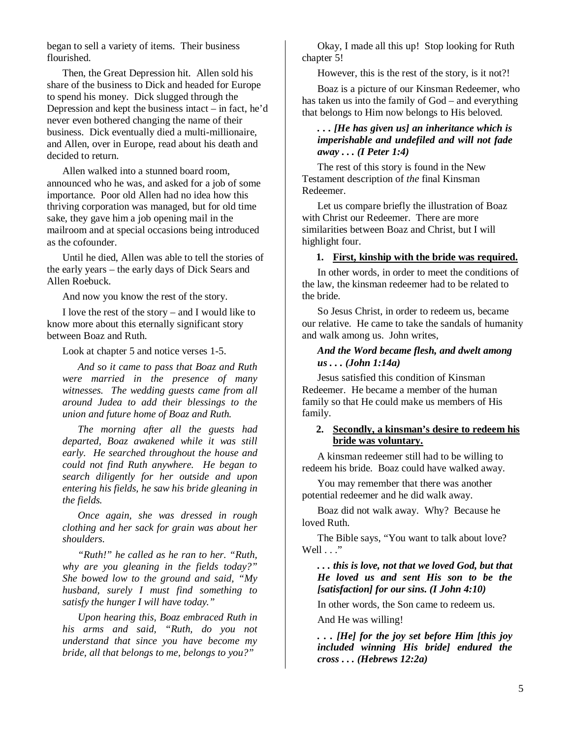began to sell a variety of items. Their business flourished.

Then, the Great Depression hit. Allen sold his share of the business to Dick and headed for Europe to spend his money. Dick slugged through the Depression and kept the business intact – in fact, he'd never even bothered changing the name of their business. Dick eventually died a multi-millionaire, and Allen, over in Europe, read about his death and decided to return.

Allen walked into a stunned board room, announced who he was, and asked for a job of some importance. Poor old Allen had no idea how this thriving corporation was managed, but for old time sake, they gave him a job opening mail in the mailroom and at special occasions being introduced as the cofounder.

Until he died, Allen was able to tell the stories of the early years – the early days of Dick Sears and Allen Roebuck.

And now you know the rest of the story.

I love the rest of the story – and I would like to know more about this eternally significant story between Boaz and Ruth.

Look at chapter 5 and notice verses 1-5.

*And so it came to pass that Boaz and Ruth were married in the presence of many witnesses. The wedding guests came from all around Judea to add their blessings to the union and future home of Boaz and Ruth.*

*The morning after all the guests had departed, Boaz awakened while it was still early. He searched throughout the house and could not find Ruth anywhere. He began to search diligently for her outside and upon entering his fields, he saw his bride gleaning in the fields.*

*Once again, she was dressed in rough clothing and her sack for grain was about her shoulders.*

*"Ruth!" he called as he ran to her. "Ruth, why are you gleaning in the fields today?" She bowed low to the ground and said, "My husband, surely I must find something to satisfy the hunger I will have today."*

*Upon hearing this, Boaz embraced Ruth in his arms and said, "Ruth, do you not understand that since you have become my bride, all that belongs to me, belongs to you?"*

Okay, I made all this up! Stop looking for Ruth chapter 5!

However, this is the rest of the story, is it not?!

Boaz is a picture of our Kinsman Redeemer, who has taken us into the family of God – and everything that belongs to Him now belongs to His beloved.

***. . . [He has given us] an inheritance which is imperishable and undefiled and will not fade away . . . (I Peter 1:4)***

The rest of this story is found in the New Testament description of *the* final Kinsman Redeemer.

Let us compare briefly the illustration of Boaz with Christ our Redeemer. There are more similarities between Boaz and Christ, but I will highlight four.

1. **First, kinship with the bride was required.**

In other words, in order to meet the conditions of the law, the kinsman redeemer had to be related to the bride.

So Jesus Christ, in order to redeem us, became our relative. He came to take the sandals of humanity and walk among us. John writes,

***And the Word became flesh, and dwelt among us . . . (John 1:14a)***

Jesus satisfied this condition of Kinsman Redeemer. He became a member of the human family so that He could make us members of His family.

2. **Secondly, a kinsman's desire to redeem his bride was voluntary.**

A kinsman redeemer still had to be willing to redeem his bride. Boaz could have walked away.

You may remember that there was another potential redeemer and he did walk away.

Boaz did not walk away. Why? Because he loved Ruth.

The Bible says, "You want to talk about love? Well . . ."

***. . . this is love, not that we loved God, but that He loved us and sent His son to be the [satisfaction] for our sins. (I John 4:10)***

In other words, the Son came to redeem us.

And He was willing!

***. . . [He] for the joy set before Him [this joy included winning His bride] endured the cross . . . (Hebrews 12:2a)***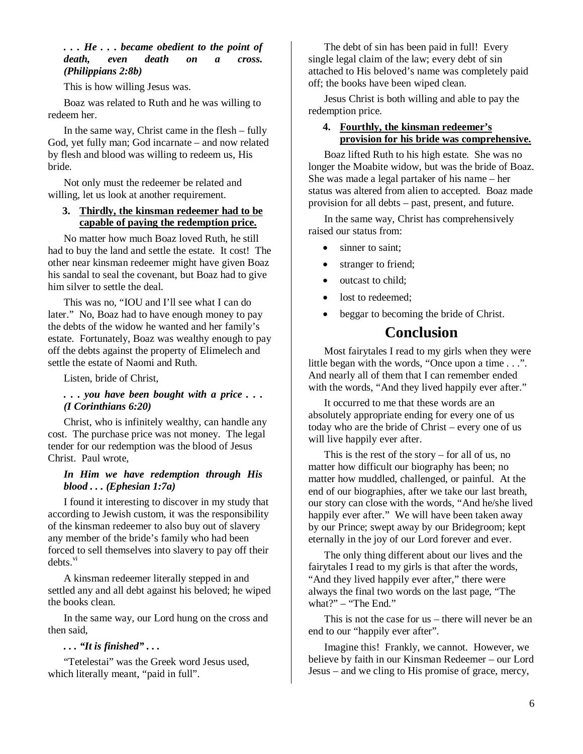***. . . He . . . became obedient to the point of death, even death on a cross. (Philippians 2:8b)***

This is how willing Jesus was.

Boaz was related to Ruth and he was willing to redeem her.

In the same way, Christ came in the flesh – fully God, yet fully man; God incarnate – and now related by flesh and blood was willing to redeem us, His bride.

Not only must the redeemer be related and willing, let us look at another requirement.

3. **Thirdly, the kinsman redeemer had to be capable of paying the redemption price.**

No matter how much Boaz loved Ruth, he still had to buy the land and settle the estate. It cost! The other near kinsman redeemer might have given Boaz his sandal to seal the covenant, but Boaz had to give him silver to settle the deal.

This was no, "IOU and I'll see what I can do later." No, Boaz had to have enough money to pay the debts of the widow he wanted and her family's estate. Fortunately, Boaz was wealthy enough to pay off the debts against the property of Elimelech and settle the estate of Naomi and Ruth.

Listen, bride of Christ,

***. . . you have been bought with a price . . . (I Corinthians 6:20)***

Christ, who is infinitely wealthy, can handle any cost. The purchase price was not money. The legal tender for our redemption was the blood of Jesus Christ. Paul wrote,

***In Him we have redemption through His blood . . . (Ephesian 1:7a)***

I found it interesting to discover in my study that according to Jewish custom, it was the responsibility of the kinsman redeemer to also buy out of slavery any member of the bride's family who had been forced to sell themselves into slavery to pay off their debts.[vi]

A kinsman redeemer literally stepped in and settled any and all debt against his beloved; he wiped the books clean.

In the same way, our Lord hung on the cross and then said,

***. . . "It is finished" . . .***

"Tetelestai" was the Greek word Jesus used, which literally meant, "paid in full".

The debt of sin has been paid in full! Every single legal claim of the law; every debt of sin attached to His beloved's name was completely paid off; the books have been wiped clean.

Jesus Christ is both willing and able to pay the redemption price.

4. **Fourthly, the kinsman redeemer's provision for his bride was comprehensive.**

Boaz lifted Ruth to his high estate. She was no longer the Moabite widow, but was the bride of Boaz. She was made a legal partaker of his name – her status was altered from alien to accepted. Boaz made provision for all debts – past, present, and future.

In the same way, Christ has comprehensively raised our status from:

- sinner to saint;
- stranger to friend;
- outcast to child;
- lost to redeemed;
- beggar to becoming the bride of Christ.

## Conclusion

Most fairytales I read to my girls when they were little began with the words, "Once upon a time . . .". And nearly all of them that I can remember ended with the words, "And they lived happily ever after."

It occurred to me that these words are an absolutely appropriate ending for every one of us today who are the bride of Christ – every one of us will live happily ever after.

This is the rest of the story – for all of us, no matter how difficult our biography has been; no matter how muddled, challenged, or painful. At the end of our biographies, after we take our last breath, our story can close with the words, "And he/she lived happily ever after." We will have been taken away by our Prince; swept away by our Bridegroom; kept eternally in the joy of our Lord forever and ever.

The only thing different about our lives and the fairytales I read to my girls is that after the words, "And they lived happily ever after," there were always the final two words on the last page, "The what?" – "The End."

This is not the case for us – there will never be an end to our "happily ever after".

Imagine this! Frankly, we cannot. However, we believe by faith in our Kinsman Redeemer – our Lord Jesus – and we cling to His promise of grace, mercy,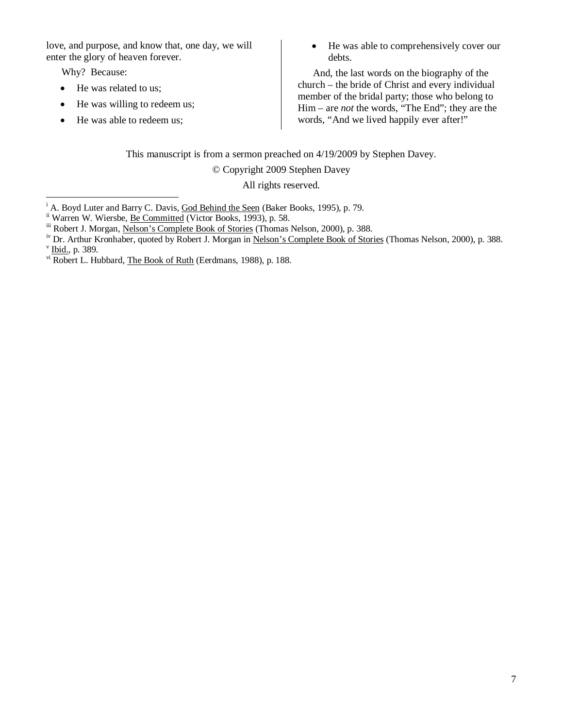love, and purpose, and know that, one day, we will enter the glory of heaven forever.

Why? Because:

- He was related to us;
- He was willing to redeem us;
- He was able to redeem us;
- He was able to comprehensively cover our debts.

And, the last words on the biography of the church – the bride of Christ and every individual member of the bridal party; those who belong to Him – are *not* the words, "The End"; they are the words, "And we lived happily ever after!"

This manuscript is from a sermon preached on 4/19/2009 by Stephen Davey.

© Copyright 2009 Stephen Davey

All rights reserved.

---

[i] A. Boyd Luter and Barry C. Davis, God Behind the Seen (Baker Books, 1995), p. 79.

[ii] Warren W. Wiersbe, Be Committed (Victor Books, 1993), p. 58.

[iii] Robert J. Morgan, Nelson's Complete Book of Stories (Thomas Nelson, 2000), p. 388.

[iv] Dr. Arthur Kronhaber, quoted by Robert J. Morgan in Nelson's Complete Book of Stories (Thomas Nelson, 2000), p. 388.

[v] Ibid., p. 389.

[vi] Robert L. Hubbard, The Book of Ruth (Eerdmans, 1988), p. 188.